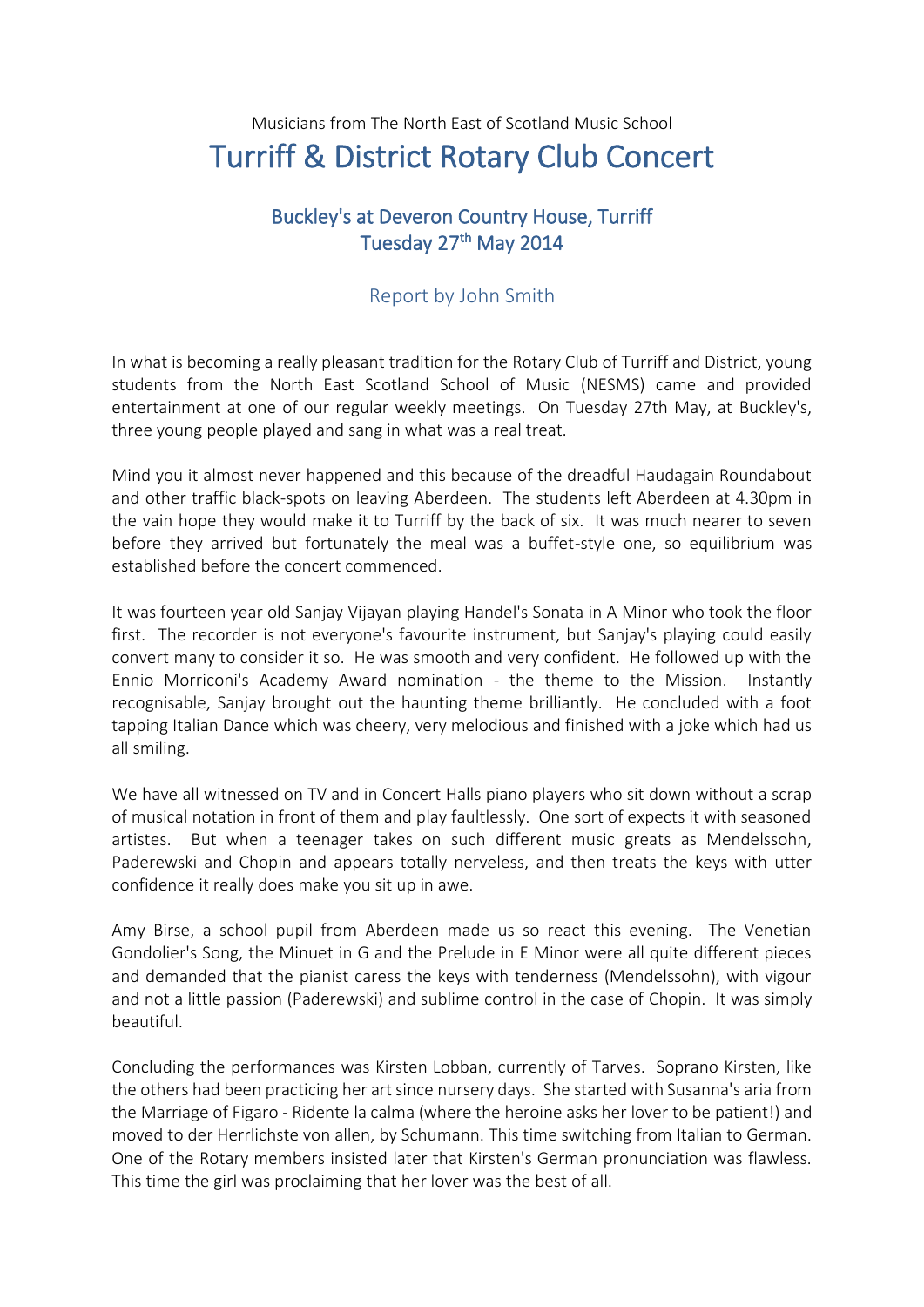Musicians from The North East of Scotland Music School

# Turriff & District Rotary Club Concert

## Buckley's at Deveron Country House, Turriff
## Tuesday 27th May 2014

### Report by John Smith

In what is becoming a really pleasant tradition for the Rotary Club of Turriff and District, young students from the North East Scotland School of Music (NESMS) came and provided entertainment at one of our regular weekly meetings. On Tuesday 27th May, at Buckley's, three young people played and sang in what was a real treat.

Mind you it almost never happened and this because of the dreadful Haudagain Roundabout and other traffic black-spots on leaving Aberdeen. The students left Aberdeen at 4.30pm in the vain hope they would make it to Turriff by the back of six. It was much nearer to seven before they arrived but fortunately the meal was a buffet-style one, so equilibrium was established before the concert commenced.

It was fourteen year old Sanjay Vijayan playing Handel's Sonata in A Minor who took the floor first. The recorder is not everyone's favourite instrument, but Sanjay's playing could easily convert many to consider it so. He was smooth and very confident. He followed up with the Ennio Morriconi's Academy Award nomination - the theme to the Mission. Instantly recognisable, Sanjay brought out the haunting theme brilliantly. He concluded with a foot tapping Italian Dance which was cheery, very melodious and finished with a joke which had us all smiling.

We have all witnessed on TV and in Concert Halls piano players who sit down without a scrap of musical notation in front of them and play faultlessly. One sort of expects it with seasoned artistes. But when a teenager takes on such different music greats as Mendelssohn, Paderewski and Chopin and appears totally nerveless, and then treats the keys with utter confidence it really does make you sit up in awe.

Amy Birse, a school pupil from Aberdeen made us so react this evening. The Venetian Gondolier's Song, the Minuet in G and the Prelude in E Minor were all quite different pieces and demanded that the pianist caress the keys with tenderness (Mendelssohn), with vigour and not a little passion (Paderewski) and sublime control in the case of Chopin. It was simply beautiful.

Concluding the performances was Kirsten Lobban, currently of Tarves. Soprano Kirsten, like the others had been practicing her art since nursery days. She started with Susanna's aria from the Marriage of Figaro - Ridente la calma (where the heroine asks her lover to be patient!) and moved to der Herrlichste von allen, by Schumann. This time switching from Italian to German. One of the Rotary members insisted later that Kirsten's German pronunciation was flawless. This time the girl was proclaiming that her lover was the best of all.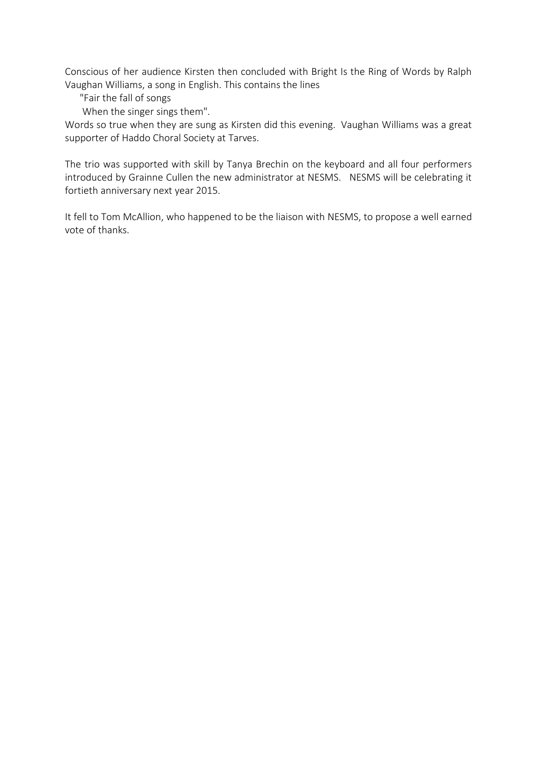Conscious of her audience Kirsten then concluded with Bright Is the Ring of Words by Ralph Vaughan Williams, a song in English. This contains the lines

"Fair the fall of songs  
When the singer sings them".

Words so true when they are sung as Kirsten did this evening. Vaughan Williams was a great supporter of Haddo Choral Society at Tarves.

The trio was supported with skill by Tanya Brechin on the keyboard and all four performers introduced by Grainne Cullen the new administrator at NESMS. NESMS will be celebrating it fortieth anniversary next year 2015.

It fell to Tom McAllion, who happened to be the liaison with NESMS, to propose a well earned vote of thanks.